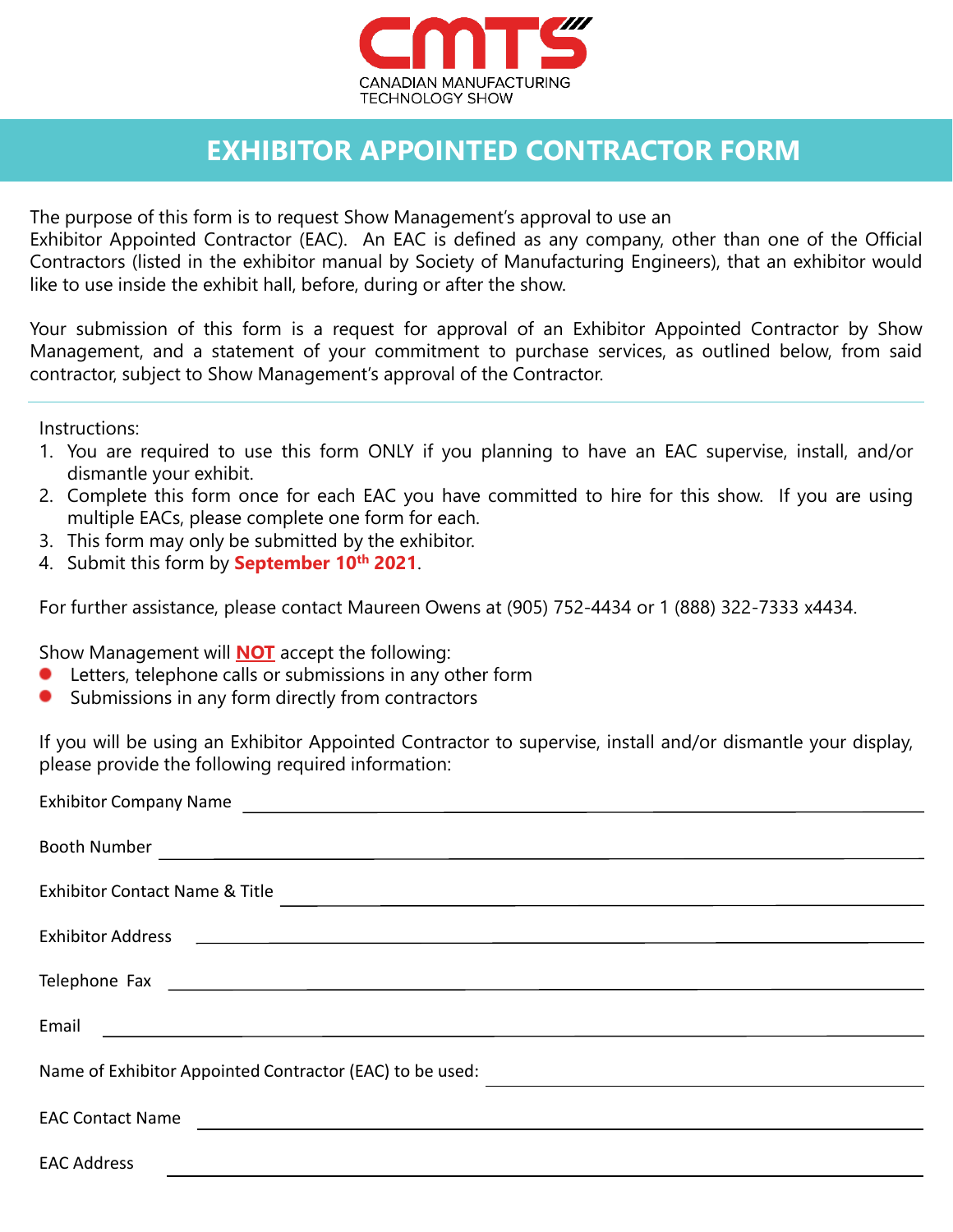CMTS

CANADIAN MANUFACTURING TECHNOLOGY SHOW

# EXHIBITOR APPOINTED CONTRACTOR FORM

The purpose of this form is to request Show Management's approval to use an Exhibitor Appointed Contractor (EAC). An EAC is defined as any company, other than one of the Official Contractors (listed in the exhibitor manual by Society of Manufacturing Engineers), that an exhibitor would like to use inside the exhibit hall, before, during or after the show.

Your submission of this form is a request for approval of an Exhibitor Appointed Contractor by Show Management, and a statement of your commitment to purchase services, as outlined below, from said contractor, subject to Show Management's approval of the Contractor.

---

Instructions:

1. You are required to use this form ONLY if you planning to have an EAC supervise, install, and/or dismantle your exhibit.
2. Complete this form once for each EAC you have committed to hire for this show. If you are using multiple EACs, please complete one form for each.
3. This form may only be submitted by the exhibitor.
4. Submit this form by **September 10th 2021**.

For further assistance, please contact Maureen Owens at (905) 752-4434 or 1 (888) 322-7333 x4434.

Show Management will **NOT** accept the following:

- Letters, telephone calls or submissions in any other form
- Submissions in any form directly from contractors

If you will be using an Exhibitor Appointed Contractor to supervise, install and/or dismantle your display, please provide the following required information:

Exhibitor Company Name ______________________________

Booth Number ______________________________

Exhibitor Contact Name & Title ______________________________

Exhibitor Address ______________________________

Telephone Fax ______________________________

Email ______________________________

Name of Exhibitor Appointed Contractor (EAC) to be used: ______________________________

EAC Contact Name ______________________________

EAC Address ______________________________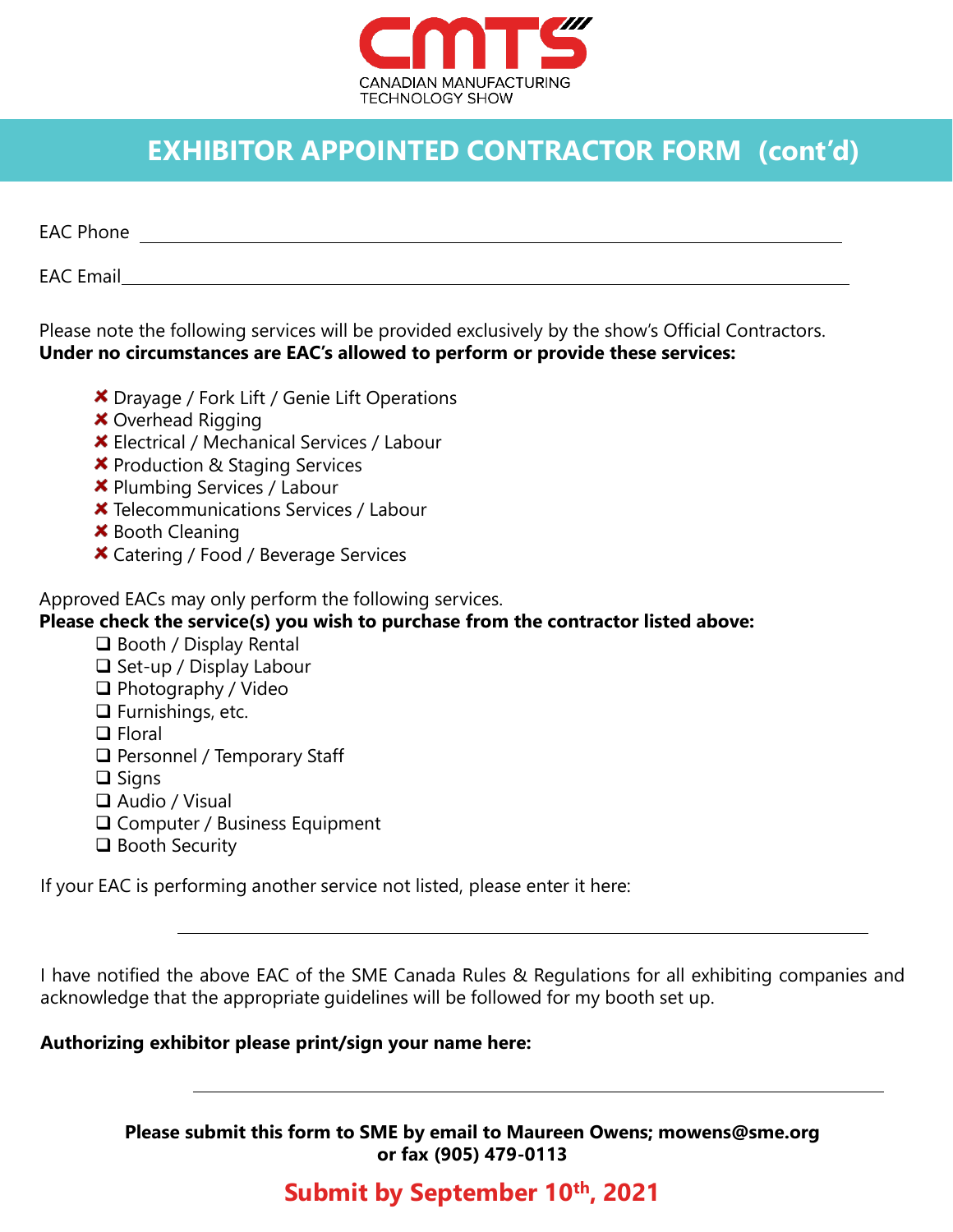CANADIAN MANUFACTURING TECHNOLOGY SHOW

# EXHIBITOR APPOINTED CONTRACTOR FORM (cont'd)

EAC Phone ______________________________________________

EAC Email ______________________________________________

Please note the following services will be provided exclusively by the show's Official Contractors.
**Under no circumstances are EAC's allowed to perform or provide these services:**

- ✖ Drayage / Fork Lift / Genie Lift Operations
- ✖ Overhead Rigging
- ✖ Electrical / Mechanical Services / Labour
- ✖ Production & Staging Services
- ✖ Plumbing Services / Labour
- ✖ Telecommunications Services / Labour
- ✖ Booth Cleaning
- ✖ Catering / Food / Beverage Services

Approved EACs may only perform the following services.
**Please check the service(s) you wish to purchase from the contractor listed above:**

- ☐ Booth / Display Rental
- ☐ Set-up / Display Labour
- ☐ Photography / Video
- ☐ Furnishings, etc.
- ☐ Floral
- ☐ Personnel / Temporary Staff
- ☐ Signs
- ☐ Audio / Visual
- ☐ Computer / Business Equipment
- ☐ Booth Security

If your EAC is performing another service not listed, please enter it here:

______________________________________________

I have notified the above EAC of the SME Canada Rules & Regulations for all exhibiting companies and acknowledge that the appropriate guidelines will be followed for my booth set up.

**Authorizing exhibitor please print/sign your name here:**

______________________________________________

**Please submit this form to SME by email to Maureen Owens; mowens@sme.org or fax (905) 479-0113**

**Submit by September 10th, 2021**